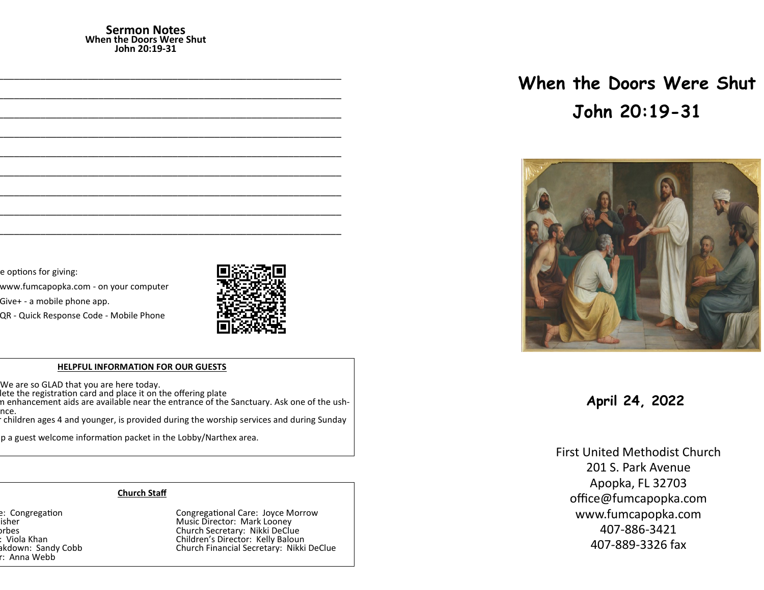## Sermon Notes

**When the Doors Were Shut**
**John 20:19-31**

\_\_\_\_\_\_\_\_\_\_\_\_\_\_\_\_\_\_\_\_\_\_\_\_\_\_\_\_\_\_\_\_\_\_\_\_\_\_\_\_\_\_\_\_\_\_\_\_\_\_\_\_\_\_\_\_\_\_\_\_

\_\_\_\_\_\_\_\_\_\_\_\_\_\_\_\_\_\_\_\_\_\_\_\_\_\_\_\_\_\_\_\_\_\_\_\_\_\_\_\_\_\_\_\_\_\_\_\_\_\_\_\_\_\_\_\_\_\_\_\_

\_\_\_\_\_\_\_\_\_\_\_\_\_\_\_\_\_\_\_\_\_\_\_\_\_\_\_\_\_\_\_\_\_\_\_\_\_\_\_\_\_\_\_\_\_\_\_\_\_\_\_\_\_\_\_\_\_\_\_\_

\_\_\_\_\_\_\_\_\_\_\_\_\_\_\_\_\_\_\_\_\_\_\_\_\_\_\_\_\_\_\_\_\_\_\_\_\_\_\_\_\_\_\_\_\_\_\_\_\_\_\_\_\_\_\_\_\_\_\_\_

\_\_\_\_\_\_\_\_\_\_\_\_\_\_\_\_\_\_\_\_\_\_\_\_\_\_\_\_\_\_\_\_\_\_\_\_\_\_\_\_\_\_\_\_\_\_\_\_\_\_\_\_\_\_\_\_\_\_\_\_

\_\_\_\_\_\_\_\_\_\_\_\_\_\_\_\_\_\_\_\_\_\_\_\_\_\_\_\_\_\_\_\_\_\_\_\_\_\_\_\_\_\_\_\_\_\_\_\_\_\_\_\_\_\_\_\_\_\_\_\_

\_\_\_\_\_\_\_\_\_\_\_\_\_\_\_\_\_\_\_\_\_\_\_\_\_\_\_\_\_\_\_\_\_\_\_\_\_\_\_\_\_\_\_\_\_\_\_\_\_\_\_\_\_\_\_\_\_\_\_\_

\_\_\_\_\_\_\_\_\_\_\_\_\_\_\_\_\_\_\_\_\_\_\_\_\_\_\_\_\_\_\_\_\_\_\_\_\_\_\_\_\_\_\_\_\_\_\_\_\_\_\_\_\_\_\_\_\_\_\_\_

\_\_\_\_\_\_\_\_\_\_\_\_\_\_\_\_\_\_\_\_\_\_\_\_\_\_\_\_\_\_\_\_\_\_\_\_\_\_\_\_\_\_\_\_\_\_\_\_\_\_\_\_\_\_\_\_\_\_\_\_

e options for giving:

www.fumcapopka.com - on your computer

Give+ - a mobile phone app.

QR - Quick Response Code - Mobile Phone

**HELPFUL INFORMATION FOR OUR GUESTS**

We are so GLAD that you are here today.
lete the registration card and place it on the offering plate
m enhancement aids are available near the entrance of the Sanctuary. Ask one of the ush-
nce.
r children ages 4 and younger, is provided during the worship services and during Sunday

p a guest welcome information packet in the Lobby/Narthex area.

**Church Staff**

e: Congregation
isher
orbes
: Viola Khan
akdown: Sandy Cobb
r: Anna Webb

Congregational Care: Joyce Morrow
Music Director: Mark Looney
Church Secretary: Nikki DeClue
Children's Director: Kelly Baloun
Church Financial Secretary: Nikki DeClue

# When the Doors Were Shut
# John 20:19-31

**April 24, 2022**

First United Methodist Church
201 S. Park Avenue
Apopka, FL 32703
office@fumcapopka.com
www.fumcapopka.com
407-886-3421
407-889-3326 fax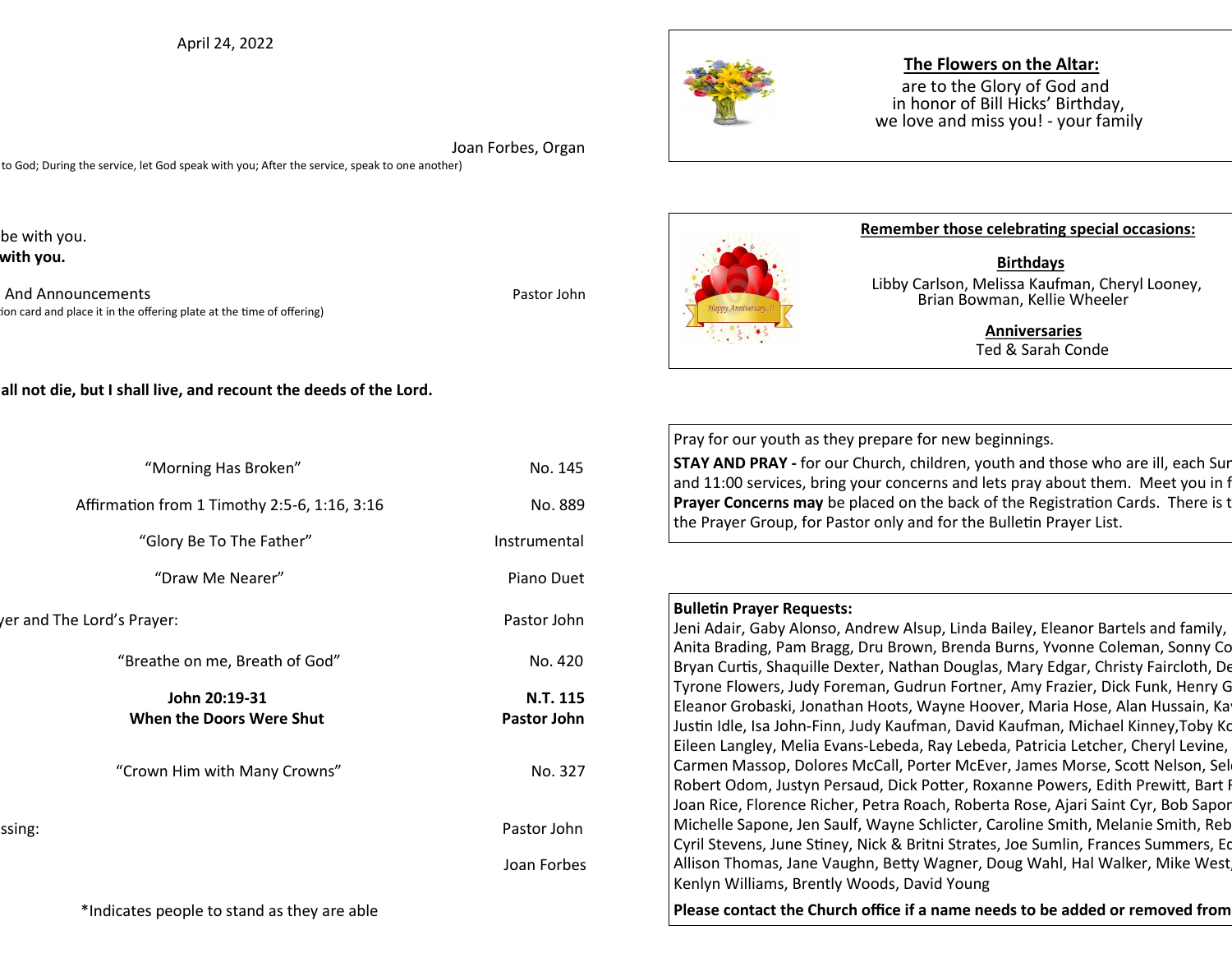April 24, 2022

Joan Forbes, Organ

to God; During the service, let God speak with you; After the service, speak to one another)

be with you.
**with you.**

And Announcements — Pastor John

ion card and place it in the offering plate at the time of offering)

**all not die, but I shall live, and recount the deeds of the Lord.**

| | |
|---|---|
| "Morning Has Broken" | No. 145 |
| Affirmation from 1 Timothy 2:5-6, 1:16, 3:16 | No. 889 |
| "Glory Be To The Father" | Instrumental |
| "Draw Me Nearer" | Piano Duet |
| yer and The Lord's Prayer: | Pastor John |
| "Breathe on me, Breath of God" | No. 420 |
| **John 20:19-31** **When the Doors Were Shut** | **N.T. 115** **Pastor John** |
| "Crown Him with Many Crowns" | No. 327 |
| ssing: | Pastor John |
| | Joan Forbes |

*Indicates people to stand as they are able

**The Flowers on the Altar:**
are to the Glory of God and
in honor of Bill Hicks' Birthday,
we love and miss you! - your family

**Remember those celebrating special occasions:**

**Birthdays**
Libby Carlson, Melissa Kaufman, Cheryl Looney, Brian Bowman, Kellie Wheeler

**Anniversaries**
Ted & Sarah Conde

Pray for our youth as they prepare for new beginnings.

**STAY AND PRAY -** for our Church, children, youth and those who are ill, each Sur and 11:00 services, bring your concerns and lets pray about them. Meet you in f
**Prayer Concerns may** be placed on the back of the Registration Cards. There is t the Prayer Group, for Pastor only and for the Bulletin Prayer List.

**Bulletin Prayer Requests:**
Jeni Adair, Gaby Alonso, Andrew Alsup, Linda Bailey, Eleanor Bartels and family, Anita Brading, Pam Bragg, Dru Brown, Brenda Burns, Yvonne Coleman, Sonny Co Bryan Curtis, Shaquille Dexter, Nathan Douglas, Mary Edgar, Christy Faircloth, De Tyrone Flowers, Judy Foreman, Gudrun Fortner, Amy Frazier, Dick Funk, Henry G Eleanor Grobaski, Jonathan Hoots, Wayne Hoover, Maria Hose, Alan Hussain, Ka Justin Idle, Isa John-Finn, Judy Kaufman, David Kaufman, Michael Kinney,Toby Ko Eileen Langley, Melia Evans-Lebeda, Ray Lebeda, Patricia Letcher, Cheryl Levine, Carmen Massop, Dolores McCall, Porter McEver, James Morse, Scott Nelson, Sel Robert Odom, Justyn Persaud, Dick Potter, Roxanne Powers, Edith Prewitt, Bart F Joan Rice, Florence Richer, Petra Roach, Roberta Rose, Ajari Saint Cyr, Bob Sapor Michelle Sapone, Jen Saulf, Wayne Schlicter, Caroline Smith, Melanie Smith, Reb Cyril Stevens, June Stiney, Nick & Britni Strates, Joe Sumlin, Frances Summers, Ed Allison Thomas, Jane Vaughn, Betty Wagner, Doug Wahl, Hal Walker, Mike West, Kenlyn Williams, Brently Woods, David Young

**Please contact the Church office if a name needs to be added or removed from**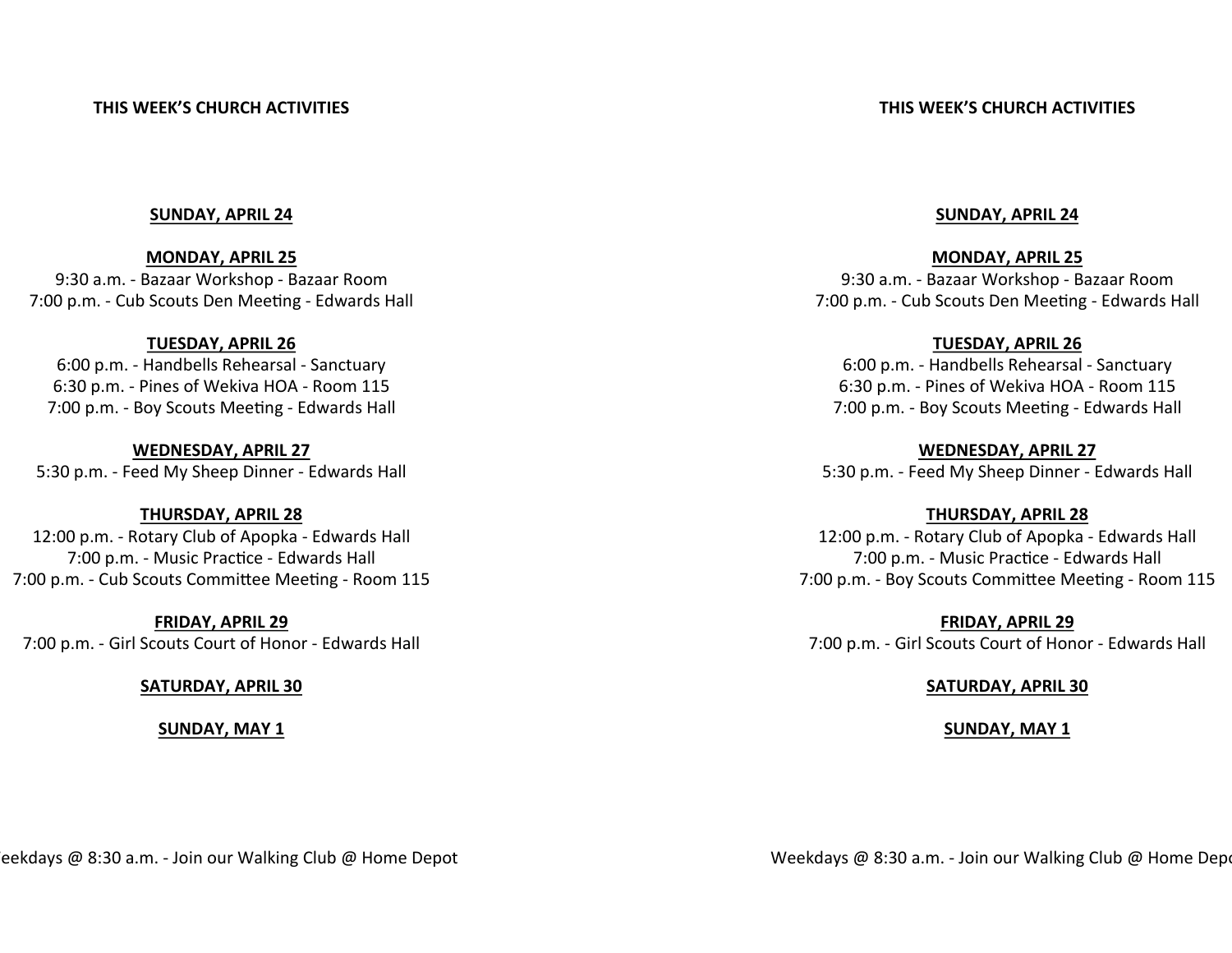**THIS WEEK'S CHURCH ACTIVITIES**

**SUNDAY, APRIL 24**

**MONDAY, APRIL 25**
9:30 a.m. - Bazaar Workshop - Bazaar Room
7:00 p.m. - Cub Scouts Den Meeting - Edwards Hall

**TUESDAY, APRIL 26**
6:00 p.m. - Handbells Rehearsal - Sanctuary
6:30 p.m. - Pines of Wekiva HOA - Room 115
7:00 p.m. - Boy Scouts Meeting - Edwards Hall

**WEDNESDAY, APRIL 27**
5:30 p.m. - Feed My Sheep Dinner - Edwards Hall

**THURSDAY, APRIL 28**
12:00 p.m. - Rotary Club of Apopka - Edwards Hall
7:00 p.m. - Music Practice - Edwards Hall
7:00 p.m. - Cub Scouts Committee Meeting - Room 115

**FRIDAY, APRIL 29**
7:00 p.m. - Girl Scouts Court of Honor - Edwards Hall

**SATURDAY, APRIL 30**

**SUNDAY, MAY 1**

eekdays @ 8:30 a.m. - Join our Walking Club @ Home Depot

**THIS WEEK'S CHURCH ACTIVITIES**

**SUNDAY, APRIL 24**

**MONDAY, APRIL 25**
9:30 a.m. - Bazaar Workshop - Bazaar Room
7:00 p.m. - Cub Scouts Den Meeting - Edwards Hall

**TUESDAY, APRIL 26**
6:00 p.m. - Handbells Rehearsal - Sanctuary
6:30 p.m. - Pines of Wekiva HOA - Room 115
7:00 p.m. - Boy Scouts Meeting - Edwards Hall

**WEDNESDAY, APRIL 27**
5:30 p.m. - Feed My Sheep Dinner - Edwards Hall

**THURSDAY, APRIL 28**
12:00 p.m. - Rotary Club of Apopka - Edwards Hall
7:00 p.m. - Music Practice - Edwards Hall
7:00 p.m. - Boy Scouts Committee Meeting - Room 115

**FRIDAY, APRIL 29**
7:00 p.m. - Girl Scouts Court of Honor - Edwards Hall

**SATURDAY, APRIL 30**

**SUNDAY, MAY 1**

Weekdays @ 8:30 a.m. - Join our Walking Club @ Home Depo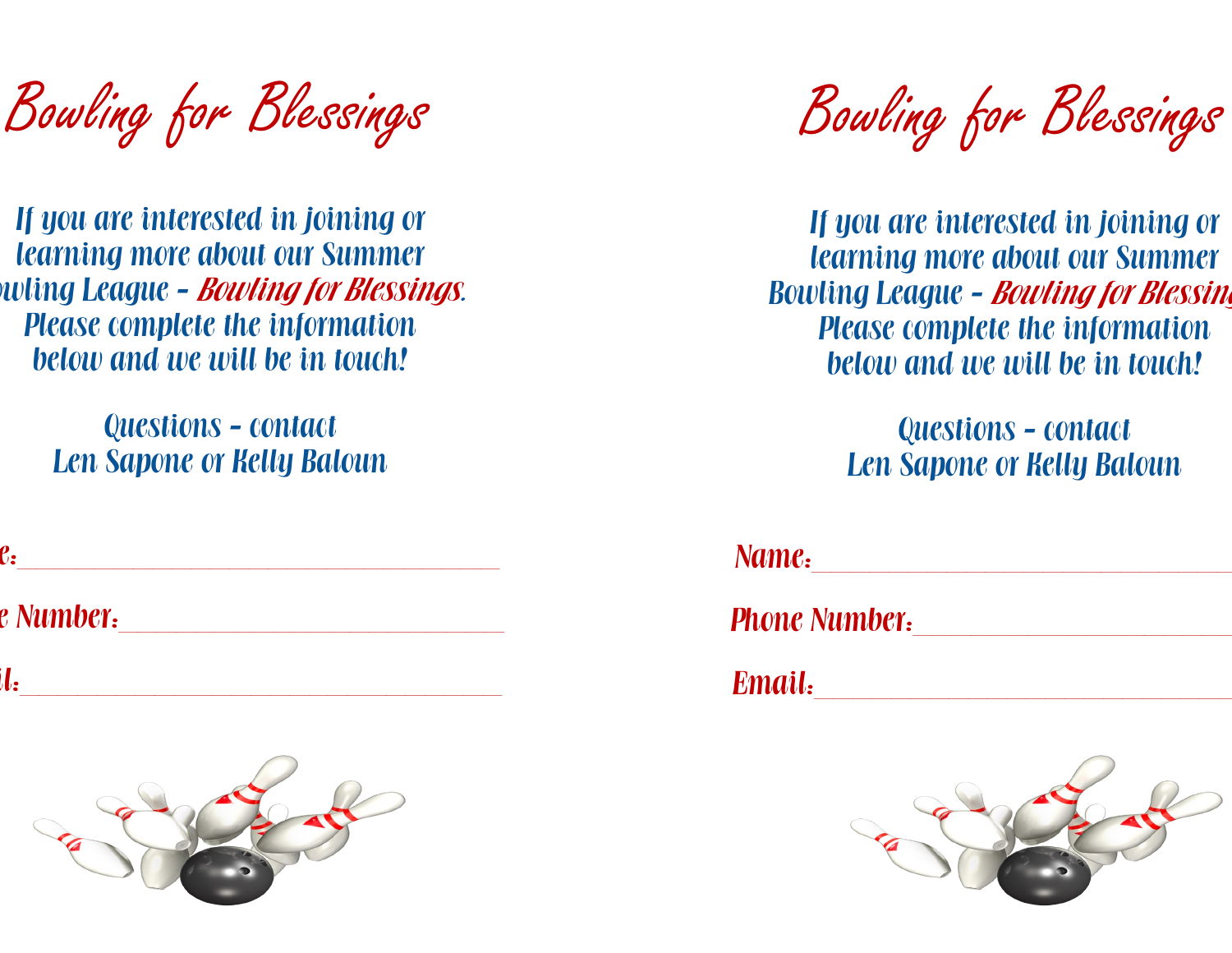# Bowling for Blessings

*If you are interested in joining or learning more about our Summer Bowling League – **Bowling for Blessings**. Please complete the information below and we will be in touch!*

*Questions – contact Len Sapone or Kelly Baloun*

**Name:**\_\_\_\_\_\_\_\_\_\_\_\_\_\_\_\_\_\_\_\_\_\_\_\_\_\_\_\_\_\_\_\_

**Phone Number:**\_\_\_\_\_\_\_\_\_\_\_\_\_\_\_\_\_\_\_\_\_\_\_\_\_\_

**Email:**\_\_\_\_\_\_\_\_\_\_\_\_\_\_\_\_\_\_\_\_\_\_\_\_\_\_\_\_\_\_\_\_

# Bowling for Blessings

*If you are interested in joining or learning more about our Summer Bowling League – **Bowling for Blessings**. Please complete the information below and we will be in touch!*

*Questions – contact Len Sapone or Kelly Baloun*

**Name:**\_\_\_\_\_\_\_\_\_\_\_\_\_\_\_\_\_\_\_\_\_\_\_\_\_\_\_\_\_\_\_\_

**Phone Number:**\_\_\_\_\_\_\_\_\_\_\_\_\_\_\_\_\_\_\_\_\_\_\_\_\_\_

**Email:**\_\_\_\_\_\_\_\_\_\_\_\_\_\_\_\_\_\_\_\_\_\_\_\_\_\_\_\_\_\_\_\_